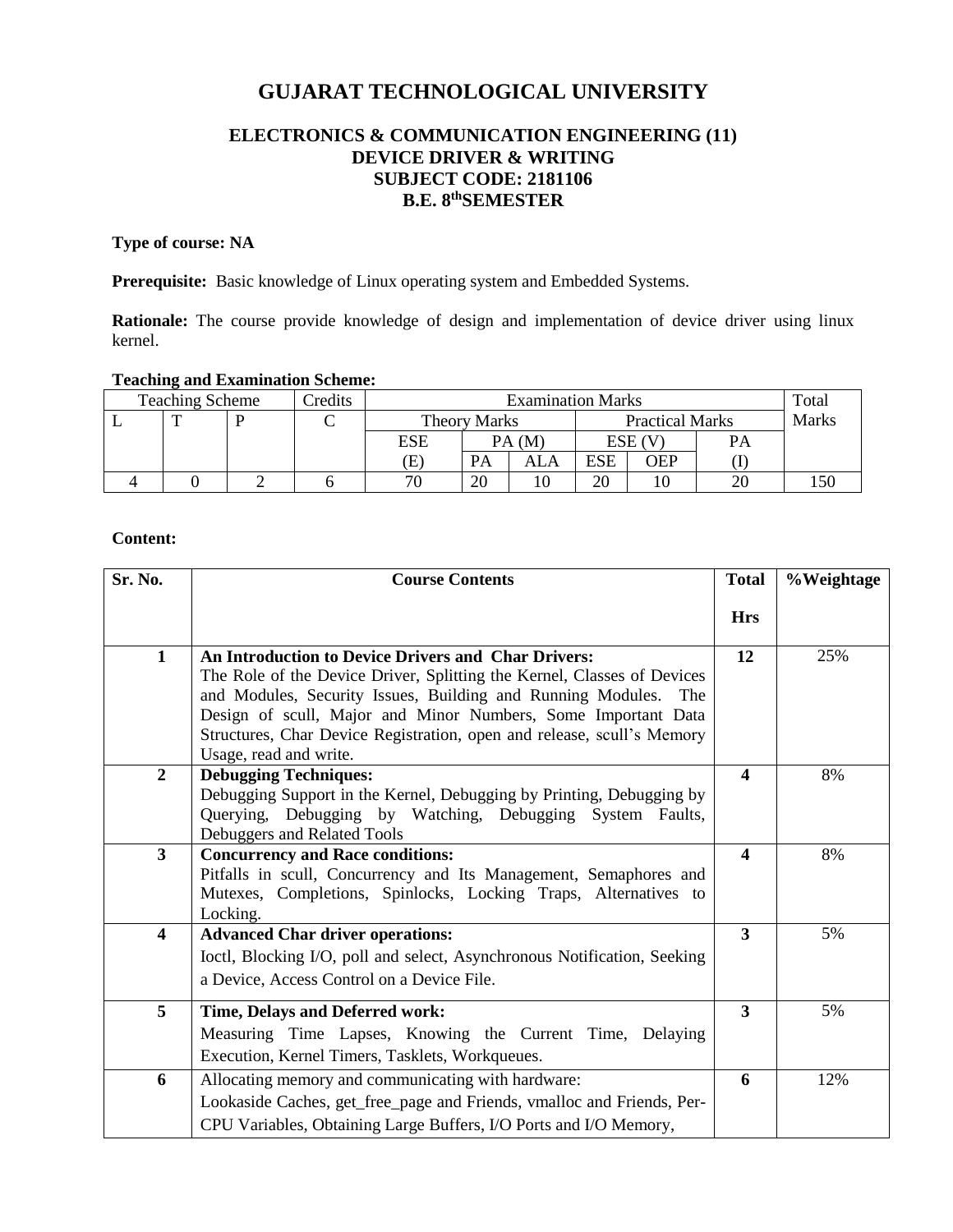# GUJARAT TECHNOLOGICAL UNIVERSITY

## ELECTRONICS & COMMUNICATION ENGINEERING (11)
## DEVICE DRIVER & WRITING
## SUBJECT CODE: 2181106
## B.E. 8thSEMESTER

**Type of course: NA**

**Prerequisite:** Basic knowledge of Linux operating system and Embedded Systems.

**Rationale:** The course provide knowledge of design and implementation of device driver using linux kernel.

**Teaching and Examination Scheme:**

| Teaching Scheme | | | Credits | Examination Marks | | | | | | Total Marks |
|---|---|---|---|---|---|---|---|---|---|---|
| L | T | P | C | Theory Marks | | | Practical Marks | | | |
| | | | | ESE (E) | PA (M) | | ESE (V) | | PA (I) | |
| | | | | | PA | ALA | ESE | OEP | | |
| 4 | 0 | 2 | 6 | 70 | 20 | 10 | 20 | 10 | 20 | 150 |

**Content:**

| Sr. No. | Course Contents | Total Hrs | %Weightage |
|---|---|---|---|
| **1** | **An Introduction to Device Drivers and Char Drivers:** The Role of the Device Driver, Splitting the Kernel, Classes of Devices and Modules, Security Issues, Building and Running Modules. The Design of scull, Major and Minor Numbers, Some Important Data Structures, Char Device Registration, open and release, scull's Memory Usage, read and write. | **12** | 25% |
| **2** | **Debugging Techniques:** Debugging Support in the Kernel, Debugging by Printing, Debugging by Querying, Debugging by Watching, Debugging System Faults, Debuggers and Related Tools | **4** | 8% |
| **3** | **Concurrency and Race conditions:** Pitfalls in scull, Concurrency and Its Management, Semaphores and Mutexes, Completions, Spinlocks, Locking Traps, Alternatives to Locking. | **4** | 8% |
| **4** | **Advanced Char driver operations:** Ioctl, Blocking I/O, poll and select, Asynchronous Notification, Seeking a Device, Access Control on a Device File. | **3** | 5% |
| **5** | **Time, Delays and Deferred work:** Measuring Time Lapses, Knowing the Current Time, Delaying Execution, Kernel Timers, Tasklets, Workqueues. | **3** | 5% |
| **6** | Allocating memory and communicating with hardware: Lookaside Caches, get_free_page and Friends, vmalloc and Friends, Per-CPU Variables, Obtaining Large Buffers, I/O Ports and I/O Memory, | **6** | 12% |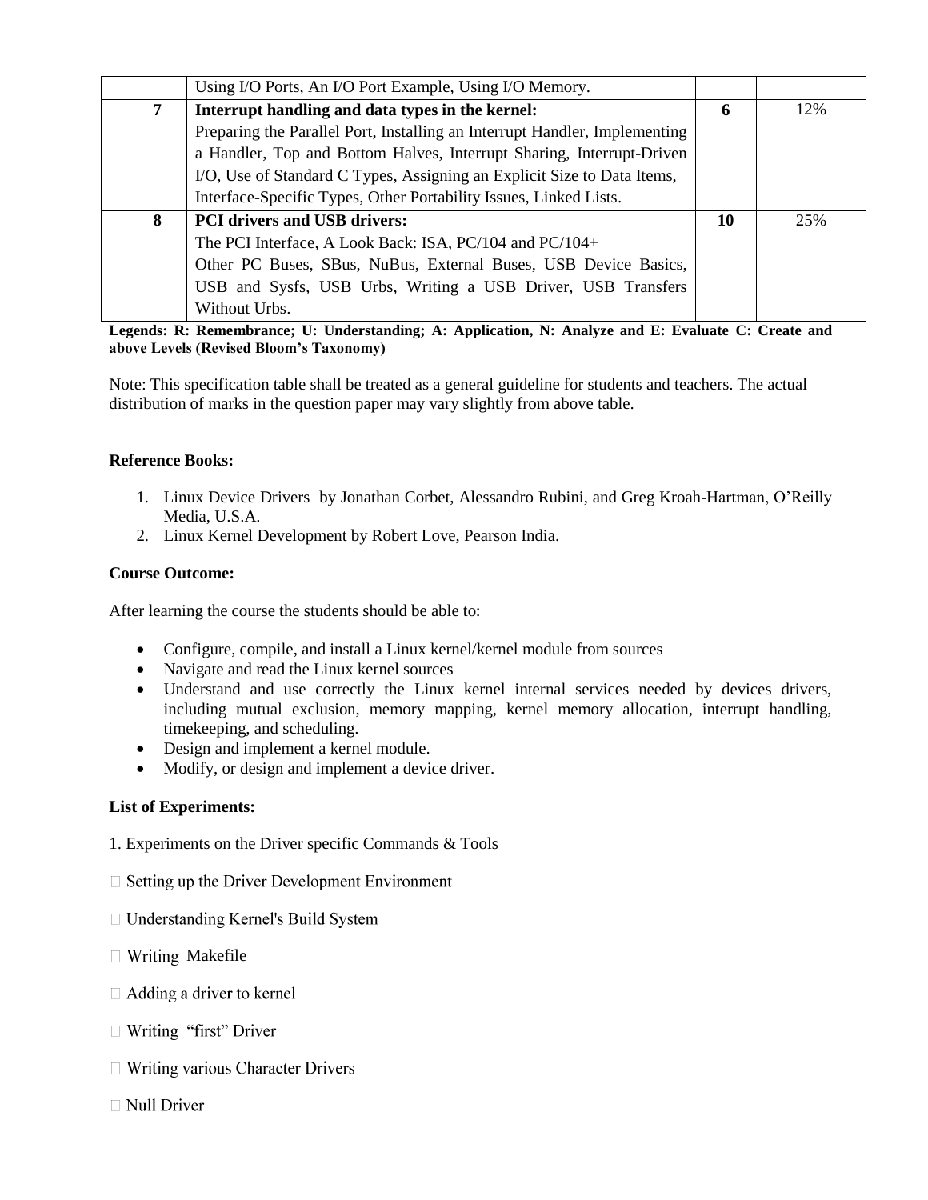| | | | |
|---|---|---|---|
| | Using I/O Ports, An I/O Port Example, Using I/O Memory. | | |
| **7** | **Interrupt handling and data types in the kernel:** Preparing the Parallel Port, Installing an Interrupt Handler, Implementing a Handler, Top and Bottom Halves, Interrupt Sharing, Interrupt-Driven I/O, Use of Standard C Types, Assigning an Explicit Size to Data Items, Interface-Specific Types, Other Portability Issues, Linked Lists. | **6** | 12% |
| **8** | **PCI drivers and USB drivers:** The PCI Interface, A Look Back: ISA, PC/104 and PC/104+ Other PC Buses, SBus, NuBus, External Buses, USB Device Basics, USB and Sysfs, USB Urbs, Writing a USB Driver, USB Transfers Without Urbs. | **10** | 25% |

**Legends: R: Remembrance; U: Understanding; A: Application, N: Analyze and E: Evaluate C: Create and above Levels (Revised Bloom's Taxonomy)**

Note: This specification table shall be treated as a general guideline for students and teachers. The actual distribution of marks in the question paper may vary slightly from above table.

**Reference Books:**

1. Linux Device Drivers by Jonathan Corbet, Alessandro Rubini, and Greg Kroah-Hartman, O'Reilly Media, U.S.A.
2. Linux Kernel Development by Robert Love, Pearson India.

**Course Outcome:**

After learning the course the students should be able to:

- Configure, compile, and install a Linux kernel/kernel module from sources
- Navigate and read the Linux kernel sources
- Understand and use correctly the Linux kernel internal services needed by devices drivers, including mutual exclusion, memory mapping, kernel memory allocation, interrupt handling, timekeeping, and scheduling.
- Design and implement a kernel module.
- Modify, or design and implement a device driver.

**List of Experiments:**

1. Experiments on the Driver specific Commands & Tools

- Setting up the Driver Development Environment
- Understanding Kernel's Build System
- Writing Makefile
- Adding a driver to kernel
- Writing "first" Driver
- Writing various Character Drivers
- Null Driver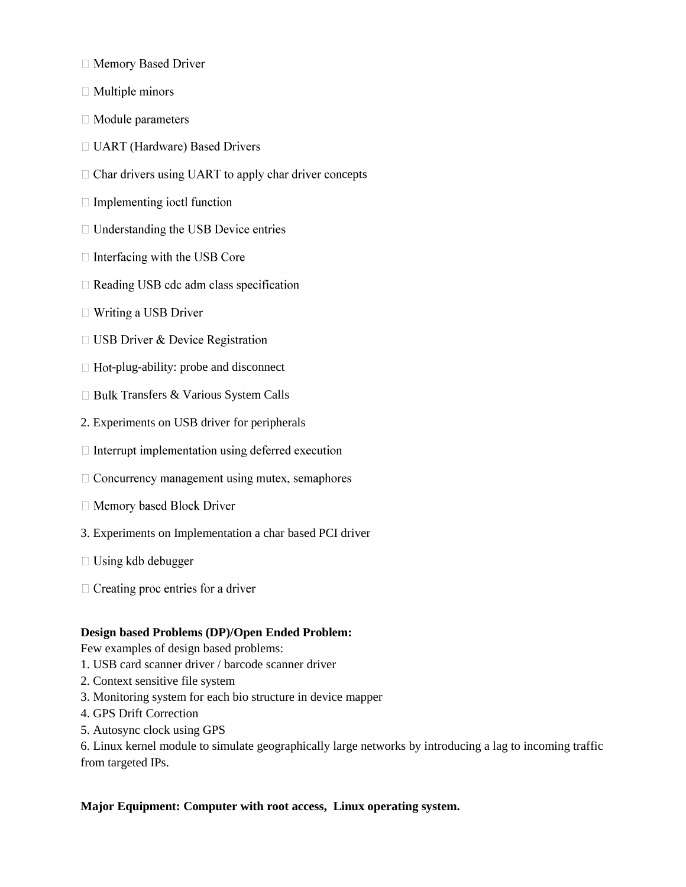- Memory Based Driver
- Multiple minors
- Module parameters
- UART (Hardware) Based Drivers
- Char drivers using UART to apply char driver concepts
- Implementing ioctl function
- Understanding the USB Device entries
- Interfacing with the USB Core
- Reading USB cdc adm class specification
- Writing a USB Driver
- USB Driver & Device Registration
- Hot-plug-ability: probe and disconnect
- Bulk Transfers & Various System Calls

2. Experiments on USB driver for peripherals

- Interrupt implementation using deferred execution
- Concurrency management using mutex, semaphores
- Memory based Block Driver

3. Experiments on Implementation a char based PCI driver

- Using kdb debugger
- Creating proc entries for a driver

**Design based Problems (DP)/Open Ended Problem:**

Few examples of design based problems:

1. USB card scanner driver / barcode scanner driver
2. Context sensitive file system
3. Monitoring system for each bio structure in device mapper
4. GPS Drift Correction
5. Autosync clock using GPS
6. Linux kernel module to simulate geographically large networks by introducing a lag to incoming traffic from targeted IPs.

**Major Equipment: Computer with root access, Linux operating system.**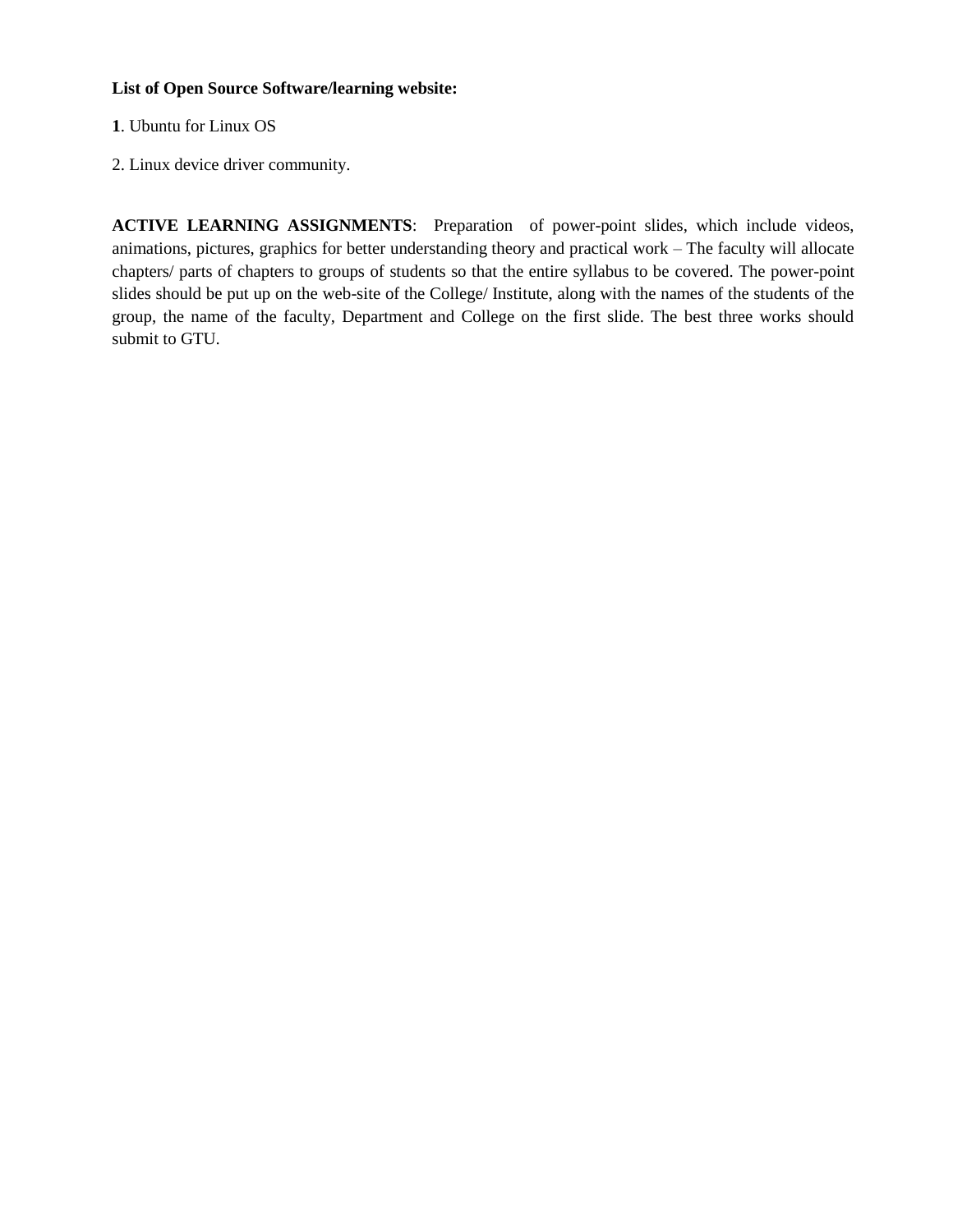**List of Open Source Software/learning website:**

**1**. Ubuntu for Linux OS

2. Linux device driver community.

**ACTIVE LEARNING ASSIGNMENTS**: Preparation of power-point slides, which include videos, animations, pictures, graphics for better understanding theory and practical work – The faculty will allocate chapters/ parts of chapters to groups of students so that the entire syllabus to be covered. The power-point slides should be put up on the web-site of the College/ Institute, along with the names of the students of the group, the name of the faculty, Department and College on the first slide. The best three works should submit to GTU.